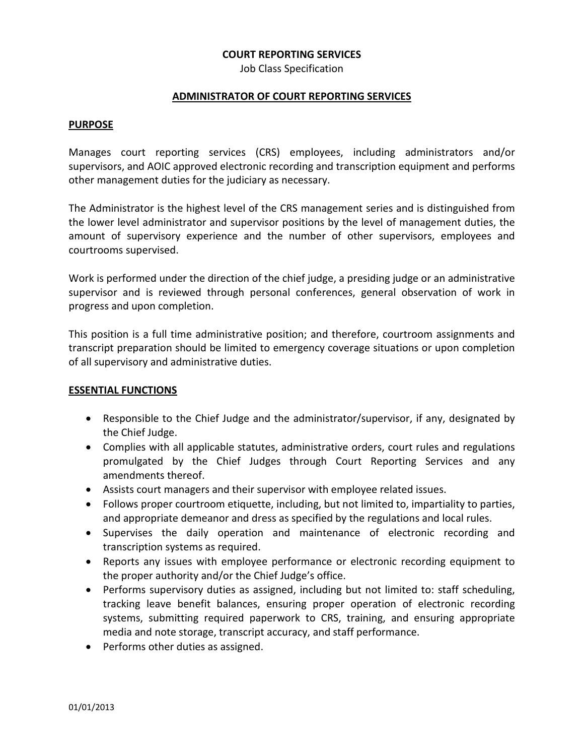**COURT REPORTING SERVICES**

Job Class Specification

# ADMINISTRATOR OF COURT REPORTING SERVICES

## PURPOSE

Manages court reporting services (CRS) employees, including administrators and/or supervisors, and AOIC approved electronic recording and transcription equipment and performs other management duties for the judiciary as necessary.

The Administrator is the highest level of the CRS management series and is distinguished from the lower level administrator and supervisor positions by the level of management duties, the amount of supervisory experience and the number of other supervisors, employees and courtrooms supervised.

Work is performed under the direction of the chief judge, a presiding judge or an administrative supervisor and is reviewed through personal conferences, general observation of work in progress and upon completion.

This position is a full time administrative position; and therefore, courtroom assignments and transcript preparation should be limited to emergency coverage situations or upon completion of all supervisory and administrative duties.

## ESSENTIAL FUNCTIONS

- Responsible to the Chief Judge and the administrator/supervisor, if any, designated by the Chief Judge.
- Complies with all applicable statutes, administrative orders, court rules and regulations promulgated by the Chief Judges through Court Reporting Services and any amendments thereof.
- Assists court managers and their supervisor with employee related issues.
- Follows proper courtroom etiquette, including, but not limited to, impartiality to parties, and appropriate demeanor and dress as specified by the regulations and local rules.
- Supervises the daily operation and maintenance of electronic recording and transcription systems as required.
- Reports any issues with employee performance or electronic recording equipment to the proper authority and/or the Chief Judge's office.
- Performs supervisory duties as assigned, including but not limited to: staff scheduling, tracking leave benefit balances, ensuring proper operation of electronic recording systems, submitting required paperwork to CRS, training, and ensuring appropriate media and note storage, transcript accuracy, and staff performance.
- Performs other duties as assigned.

01/01/2013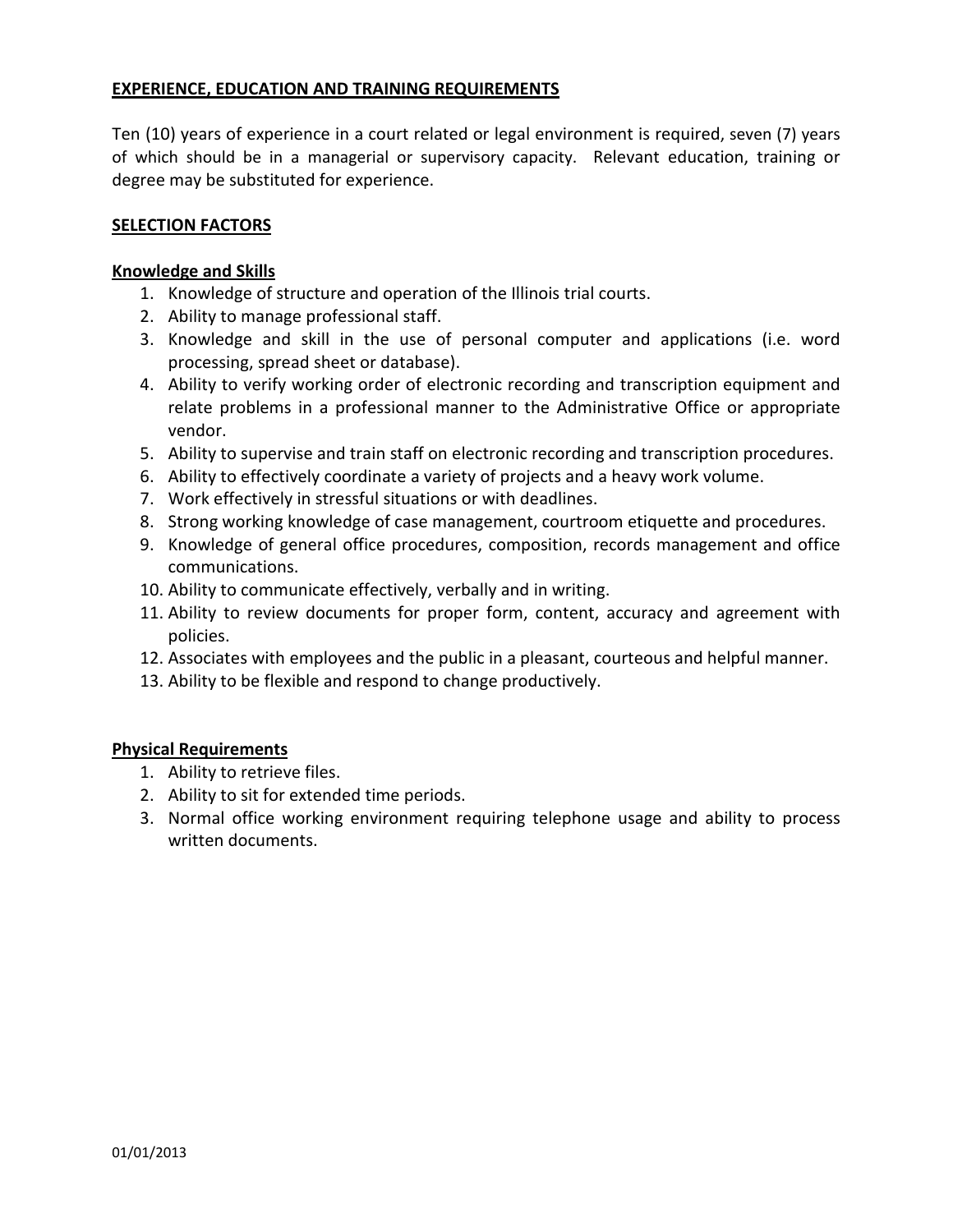**EXPERIENCE, EDUCATION AND TRAINING REQUIREMENTS**

Ten (10) years of experience in a court related or legal environment is required, seven (7) years of which should be in a managerial or supervisory capacity. Relevant education, training or degree may be substituted for experience.

**SELECTION FACTORS**

**Knowledge and Skills**

1. Knowledge of structure and operation of the Illinois trial courts.
2. Ability to manage professional staff.
3. Knowledge and skill in the use of personal computer and applications (i.e. word processing, spread sheet or database).
4. Ability to verify working order of electronic recording and transcription equipment and relate problems in a professional manner to the Administrative Office or appropriate vendor.
5. Ability to supervise and train staff on electronic recording and transcription procedures.
6. Ability to effectively coordinate a variety of projects and a heavy work volume.
7. Work effectively in stressful situations or with deadlines.
8. Strong working knowledge of case management, courtroom etiquette and procedures.
9. Knowledge of general office procedures, composition, records management and office communications.
10. Ability to communicate effectively, verbally and in writing.
11. Ability to review documents for proper form, content, accuracy and agreement with policies.
12. Associates with employees and the public in a pleasant, courteous and helpful manner.
13. Ability to be flexible and respond to change productively.

**Physical Requirements**

1. Ability to retrieve files.
2. Ability to sit for extended time periods.
3. Normal office working environment requiring telephone usage and ability to process written documents.

01/01/2013